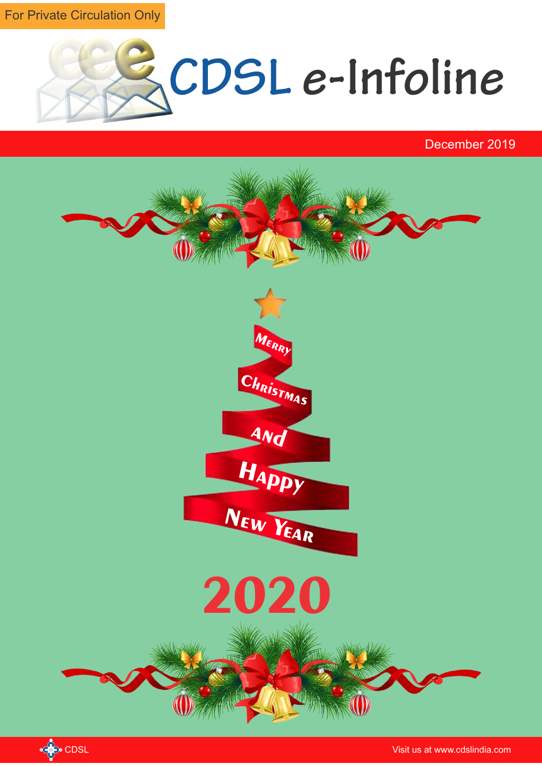For Private Circulation Only

# CDSL e-Infoline

December 2019

Merry Christmas and Happy New Year

2020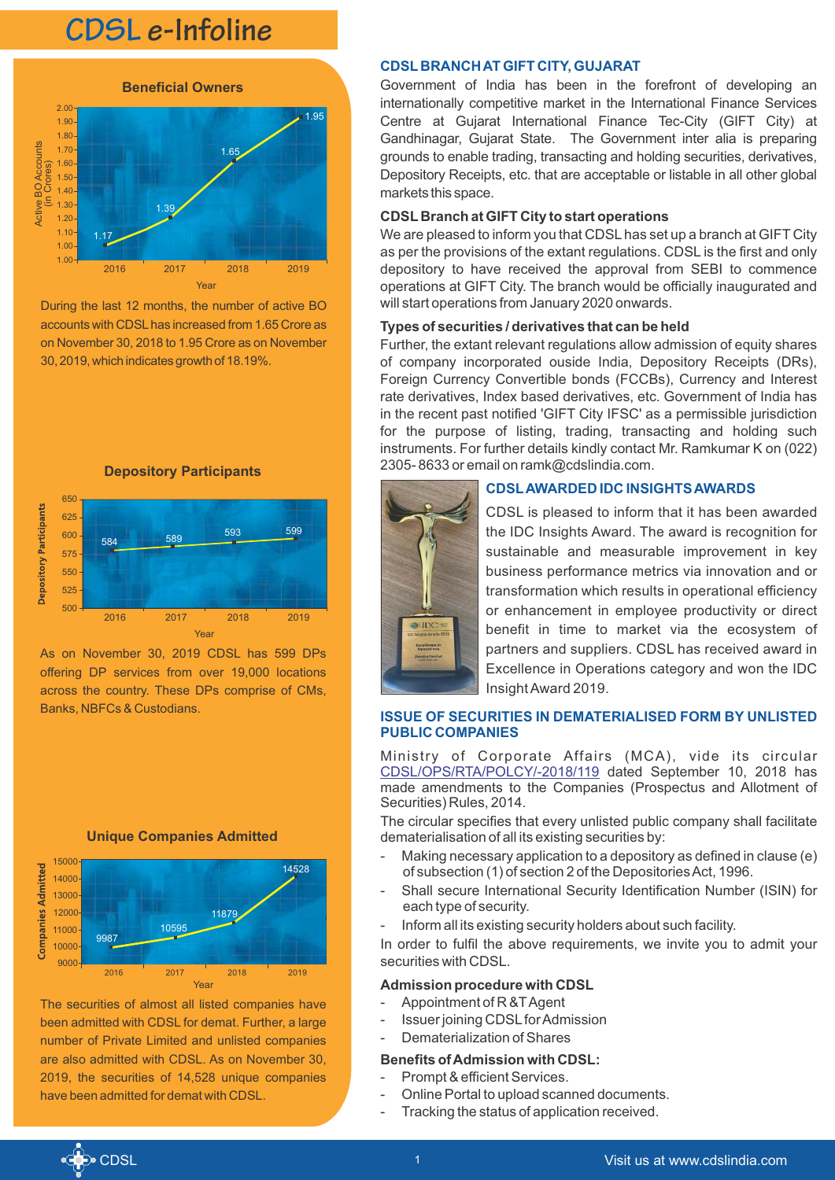# CDSL e-Infoline

## Beneficial Owners

Active BO Accounts (in Crores)

2.00
1.90
1.80
1.70
1.60
1.50
1.40
1.30
1.20
1.10
1.00

1.17
1.39
1.65
1.95

2016
2017
2018
2019

Year

During the last 12 months, the number of active BO accounts with CDSL has increased from 1.65 Crore as on November 30, 2018 to 1.95 Crore as on November 30, 2019, which indicates growth of 18.19%.

## Depository Participants

Depository Participants

650
625
600
575
550
525
500

584
589
593
599

2016
2017
2018
2019

Year

As on November 30, 2019 CDSL has 599 DPs offering DP services from over 19,000 locations across the country. These DPs comprise of CMs, Banks, NBFCs & Custodians.

## Unique Companies Admitted

Companies Admitted

15000
14000
13000
12000
11000
10000
9000

9987
10595
11879
14528

2016
2017
2018
2019

Year

The securities of almost all listed companies have been admitted with CDSL for demat. Further, a large number of Private Limited and unlisted companies are also admitted with CDSL. As on November 30, 2019, the securities of 14,528 unique companies have been admitted for demat with CDSL.

## CDSL BRANCH AT GIFT CITY, GUJARAT

Government of India has been in the forefront of developing an internationally competitive market in the International Finance Services Centre at Gujarat International Finance Tec-City (GIFT City) at Gandhinagar, Gujarat State. The Government inter alia is preparing grounds to enable trading, transacting and holding securities, derivatives, Depository Receipts, etc. that are acceptable or listable in all other global markets this space.

### CDSL Branch at GIFT City to start operations

We are pleased to inform you that CDSL has set up a branch at GIFT City as per the provisions of the extant regulations. CDSL is the first and only depository to have received the approval from SEBI to commence operations at GIFT City. The branch would be officially inaugurated and will start operations from January 2020 onwards.

### Types of securities / derivatives that can be held

Further, the extant relevant regulations allow admission of equity shares of company incorporated ouside India, Depository Receipts (DRs), Foreign Currency Convertible bonds (FCCBs), Currency and Interest rate derivatives, Index based derivatives, etc. Government of India has in the recent past notified 'GIFT City IFSC' as a permissible jurisdiction for the purpose of listing, trading, transacting and holding such instruments. For further details kindly contact Mr. Ramkumar K on (022) 2305- 8633 or email on ramk@cdslindia.com.

## CDSL AWARDED IDC INSIGHTS AWARDS

CDSL is pleased to inform that it has been awarded the IDC Insights Award. The award is recognition for sustainable and measurable improvement in key business performance metrics via innovation and or transformation which results in operational efficiency or enhancement in employee productivity or direct benefit in time to market via the ecosystem of partners and suppliers. CDSL has received award in Excellence in Operations category and won the IDC Insight Award 2019.

## ISSUE OF SECURITIES IN DEMATERIALISED FORM BY UNLISTED PUBLIC COMPANIES

Ministry of Corporate Affairs (MCA), vide its circular CDSL/OPS/RTA/POLCY/-2018/119 dated September 10, 2018 has made amendments to the Companies (Prospectus and Allotment of Securities) Rules, 2014.

The circular specifies that every unlisted public company shall facilitate dematerialisation of all its existing securities by:

- Making necessary application to a depository as defined in clause (e) of subsection (1) of section 2 of the Depositories Act, 1996.
- Shall secure International Security Identification Number (ISIN) for each type of security.
- Inform all its existing security holders about such facility.

In order to fulfil the above requirements, we invite you to admit your securities with CDSL.

### Admission procedure with CDSL

- Appointment of R & T Agent
- Issuer joining CDSL for Admission
- Dematerialization of Shares

### Benefits of Admission with CDSL:

- Prompt & efficient Services.
- Online Portal to upload scanned documents.
- Tracking the status of application received.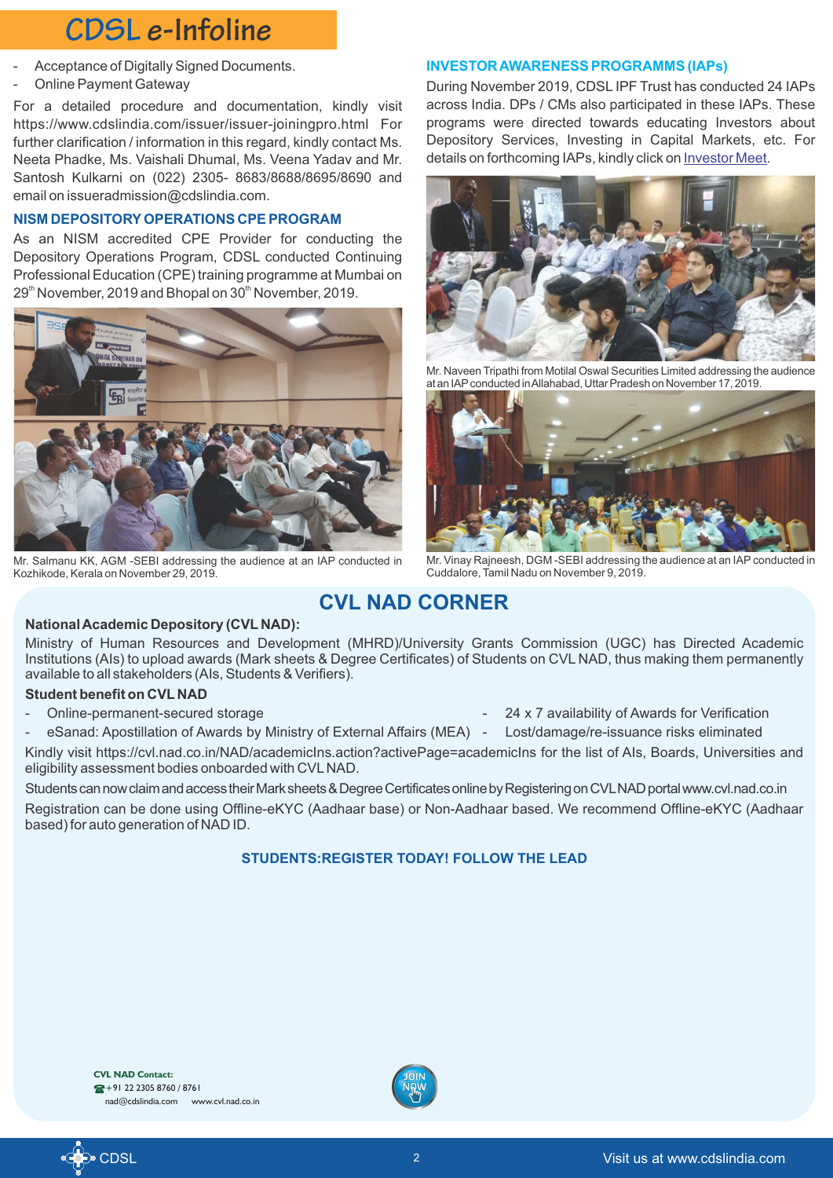- Acceptance of Digitally Signed Documents.
- Online Payment Gateway

For a detailed procedure and documentation, kindly visit https://www.cdslindia.com/issuer/issuer-joiningpro.html For further clarification / information in this regard, kindly contact Ms. Neeta Phadke, Ms. Vaishali Dhumal, Ms. Veena Yadav and Mr. Santosh Kulkarni on (022) 2305- 8683/8688/8695/8690 and email on issueradmission@cdslindia.com.

## NISM DEPOSITORY OPERATIONS CPE PROGRAM

As an NISM accredited CPE Provider for conducting the Depository Operations Program, CDSL conducted Continuing Professional Education (CPE) training programme at Mumbai on 29th November, 2019 and Bhopal on 30th November, 2019.

Mr. Salmanu KK, AGM -SEBI addressing the audience at an IAP conducted in Kozhikode, Kerala on November 29, 2019.

## INVESTOR AWARENESS PROGRAMMS (IAPs)

During November 2019, CDSL IPF Trust has conducted 24 IAPs across India. DPs / CMs also participated in these IAPs. These programs were directed towards educating Investors about Depository Services, Investing in Capital Markets, etc. For details on forthcoming IAPs, kindly click on Investor Meet.

Mr. Naveen Tripathi from Motilal Oswal Securities Limited addressing the audience at an IAP conducted in Allahabad, Uttar Pradesh on November 17, 2019.

Mr. Vinay Rajneesh, DGM -SEBI addressing the audience at an IAP conducted in Cuddalore, Tamil Nadu on November 9, 2019.

## CVL NAD CORNER

**National Academic Depository (CVL NAD):**

Ministry of Human Resources and Development (MHRD)/University Grants Commission (UGC) has Directed Academic Institutions (AIs) to upload awards (Mark sheets & Degree Certificates) of Students on CVL NAD, thus making them permanently available to all stakeholders (AIs, Students & Verifiers).

**Student benefit on CVL NAD**

- Online-permanent-secured storage
- eSanad: Apostillation of Awards by Ministry of External Affairs (MEA)
- 24 x 7 availability of Awards for Verification
- Lost/damage/re-issuance risks eliminated

Kindly visit https://cvl.nad.co.in/NAD/academicIns.action?activePage=academicIns for the list of AIs, Boards, Universities and eligibility assessment bodies onboarded with CVL NAD.

Students can now claim and access their Mark sheets & Degree Certificates online by Registering on CVL NAD portal www.cvl.nad.co.in

Registration can be done using Offline-eKYC (Aadhaar base) or Non-Aadhaar based. We recommend Offline-eKYC (Aadhaar based) for auto generation of NAD ID.

**STUDENTS:REGISTER TODAY! FOLLOW THE LEAD**

**CVL NAD Contact:**
+91 22 2305 8760 / 8761
nad@cdslindia.com www.cvl.nad.co.in

JOIN NOW